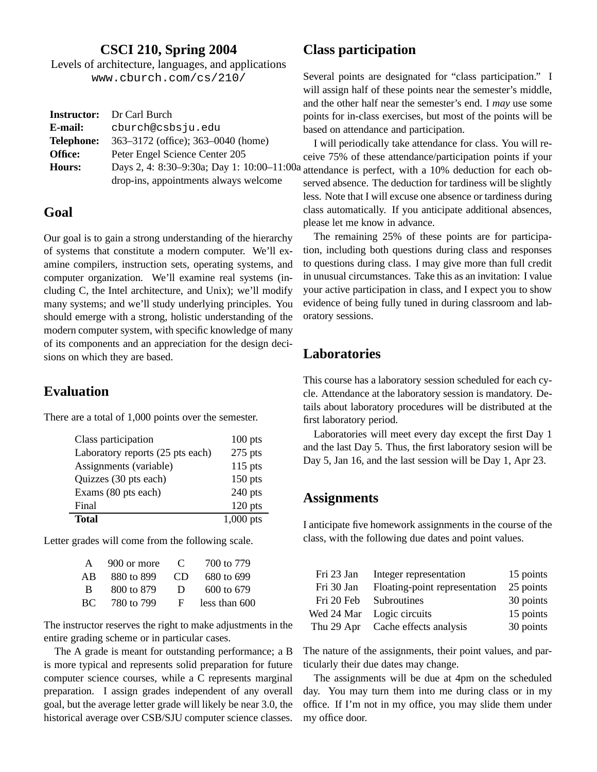# CSCI 210, Spring 2004

Levels of architecture, languages, and applications
www.cburch.com/cs/210/

| | |
|---|---|
| **Instructor:** | Dr Carl Burch |
| **E-mail:** | cburch@csbsju.edu |
| **Telephone:** | 363–3172 (office); 363–0040 (home) |
| **Office:** | Peter Engel Science Center 205 |
| **Hours:** | Days 2, 4: 8:30–9:30a; Day 1: 10:00–11:00a drop-ins, appointments always welcome |

## Goal

Our goal is to gain a strong understanding of the hierarchy of systems that constitute a modern computer. We'll examine compilers, instruction sets, operating systems, and computer organization. We'll examine real systems (including C, the Intel architecture, and Unix); we'll modify many systems; and we'll study underlying principles. You should emerge with a strong, holistic understanding of the modern computer system, with specific knowledge of many of its components and an appreciation for the design decisions on which they are based.

## Evaluation

There are a total of 1,000 points over the semester.

| Item | Points |
|---|---|
| Class participation | 100 pts |
| Laboratory reports (25 pts each) | 275 pts |
| Assignments (variable) | 115 pts |
| Quizzes (30 pts each) | 150 pts |
| Exams (80 pts each) | 240 pts |
| Final | 120 pts |
| **Total** | 1,000 pts |

Letter grades will come from the following scale.

| Grade | Range | Grade | Range |
|---|---|---|---|
| A | 900 or more | C | 700 to 779 |
| AB | 880 to 899 | CD | 680 to 699 |
| B | 800 to 879 | D | 600 to 679 |
| BC | 780 to 799 | F | less than 600 |

The instructor reserves the right to make adjustments in the entire grading scheme or in particular cases.

The A grade is meant for outstanding performance; a B is more typical and represents solid preparation for future computer science courses, while a C represents marginal preparation. I assign grades independent of any overall goal, but the average letter grade will likely be near 3.0, the historical average over CSB/SJU computer science classes.

## Class participation

Several points are designated for "class participation." I will assign half of these points near the semester's middle, and the other half near the semester's end. I *may* use some points for in-class exercises, but most of the points will be based on attendance and participation.

I will periodically take attendance for class. You will receive 75% of these attendance/participation points if your attendance is perfect, with a 10% deduction for each observed absence. The deduction for tardiness will be slightly less. Note that I will excuse one absence or tardiness during class automatically. If you anticipate additional absences, please let me know in advance.

The remaining 25% of these points are for participation, including both questions during class and responses to questions during class. I may give more than full credit in unusual circumstances. Take this as an invitation: I value your active participation in class, and I expect you to show evidence of being fully tuned in during classroom and laboratory sessions.

## Laboratories

This course has a laboratory session scheduled for each cycle. Attendance at the laboratory session is mandatory. Details about laboratory procedures will be distributed at the first laboratory period.

Laboratories will meet every day except the first Day 1 and the last Day 5. Thus, the first laboratory sesion will be Day 5, Jan 16, and the last session will be Day 1, Apr 23.

## Assignments

I anticipate five homework assignments in the course of the class, with the following due dates and point values.

| Due date | Assignment | Points |
|---|---|---|
| Fri 23 Jan | Integer representation | 15 points |
| Fri 30 Jan | Floating-point representation | 25 points |
| Fri 20 Feb | Subroutines | 30 points |
| Wed 24 Mar | Logic circuits | 15 points |
| Thu 29 Apr | Cache effects analysis | 30 points |

The nature of the assignments, their point values, and particularly their due dates may change.

The assignments will be due at 4pm on the scheduled day. You may turn them into me during class or in my office. If I'm not in my office, you may slide them under my office door.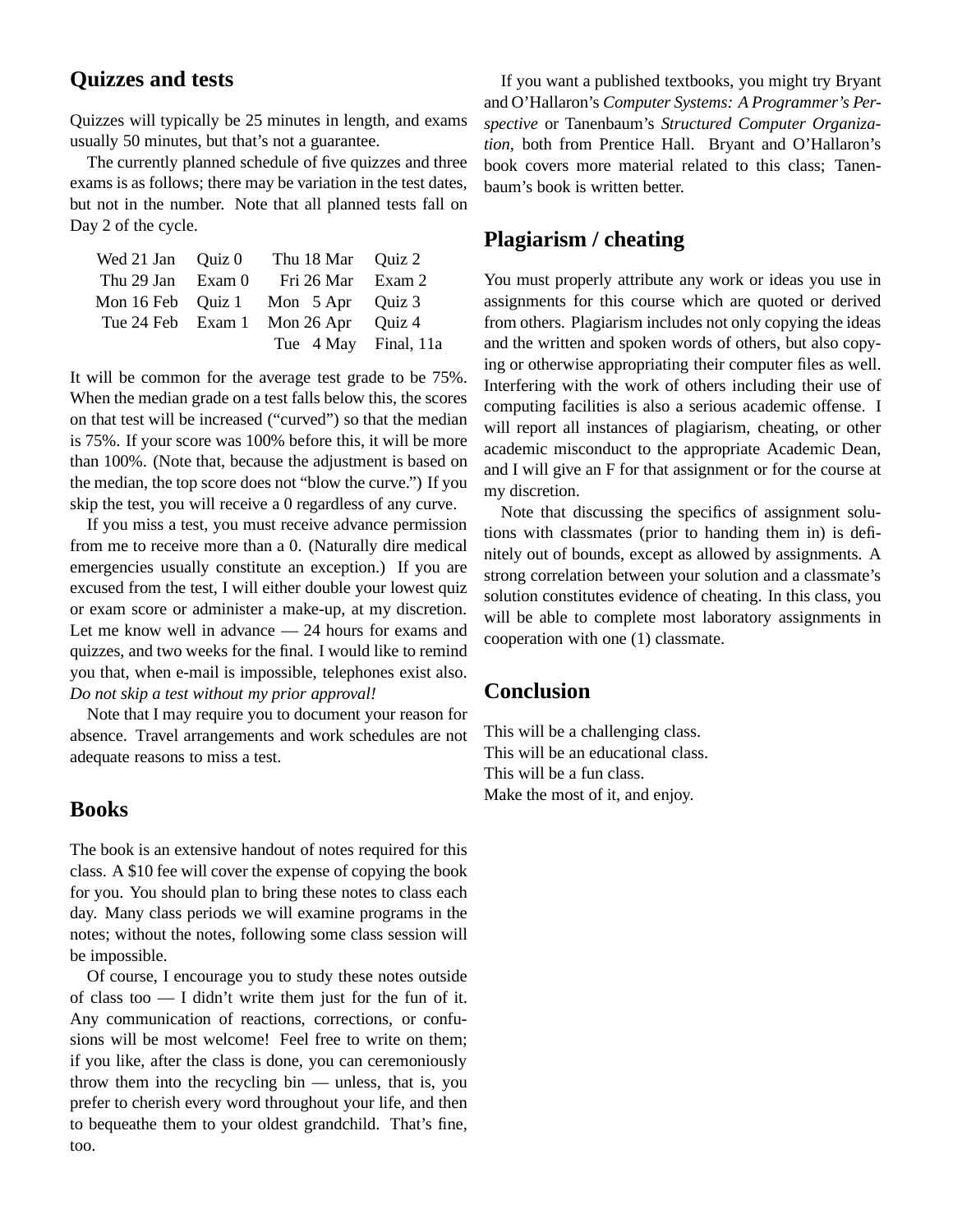## Quizzes and tests

Quizzes will typically be 25 minutes in length, and exams usually 50 minutes, but that's not a guarantee.

The currently planned schedule of five quizzes and three exams is as follows; there may be variation in the test dates, but not in the number. Note that all planned tests fall on Day 2 of the cycle.

| | | | |
|---|---|---|---|
| Wed 21 Jan | Quiz 0 | Thu 18 Mar | Quiz 2 |
| Thu 29 Jan | Exam 0 | Fri 26 Mar | Exam 2 |
| Mon 16 Feb | Quiz 1 | Mon 5 Apr | Quiz 3 |
| Tue 24 Feb | Exam 1 | Mon 26 Apr | Quiz 4 |
| | | Tue 4 May | Final, 11a |

It will be common for the average test grade to be 75%. When the median grade on a test falls below this, the scores on that test will be increased ("curved") so that the median is 75%. If your score was 100% before this, it will be more than 100%. (Note that, because the adjustment is based on the median, the top score does not "blow the curve.") If you skip the test, you will receive a 0 regardless of any curve.

If you miss a test, you must receive advance permission from me to receive more than a 0. (Naturally dire medical emergencies usually constitute an exception.) If you are excused from the test, I will either double your lowest quiz or exam score or administer a make-up, at my discretion. Let me know well in advance — 24 hours for exams and quizzes, and two weeks for the final. I would like to remind you that, when e-mail is impossible, telephones exist also. *Do not skip a test without my prior approval!*

Note that I may require you to document your reason for absence. Travel arrangements and work schedules are not adequate reasons to miss a test.

## Books

The book is an extensive handout of notes required for this class. A $10 fee will cover the expense of copying the book for you. You should plan to bring these notes to class each day. Many class periods we will examine programs in the notes; without the notes, following some class session will be impossible.

Of course, I encourage you to study these notes outside of class too — I didn't write them just for the fun of it. Any communication of reactions, corrections, or confusions will be most welcome! Feel free to write on them; if you like, after the class is done, you can ceremoniously throw them into the recycling bin — unless, that is, you prefer to cherish every word throughout your life, and then to bequeathe them to your oldest grandchild. That's fine, too.

If you want a published textbooks, you might try Bryant and O'Hallaron's *Computer Systems: A Programmer's Perspective* or Tanenbaum's *Structured Computer Organization*, both from Prentice Hall. Bryant and O'Hallaron's book covers more material related to this class; Tanenbaum's book is written better.

## Plagiarism / cheating

You must properly attribute any work or ideas you use in assignments for this course which are quoted or derived from others. Plagiarism includes not only copying the ideas and the written and spoken words of others, but also copying or otherwise appropriating their computer files as well. Interfering with the work of others including their use of computing facilities is also a serious academic offense. I will report all instances of plagiarism, cheating, or other academic misconduct to the appropriate Academic Dean, and I will give an F for that assignment or for the course at my discretion.

Note that discussing the specifics of assignment solutions with classmates (prior to handing them in) is definitely out of bounds, except as allowed by assignments. A strong correlation between your solution and a classmate's solution constitutes evidence of cheating. In this class, you will be able to complete most laboratory assignments in cooperation with one (1) classmate.

## Conclusion

This will be a challenging class.
This will be an educational class.
This will be a fun class.
Make the most of it, and enjoy.